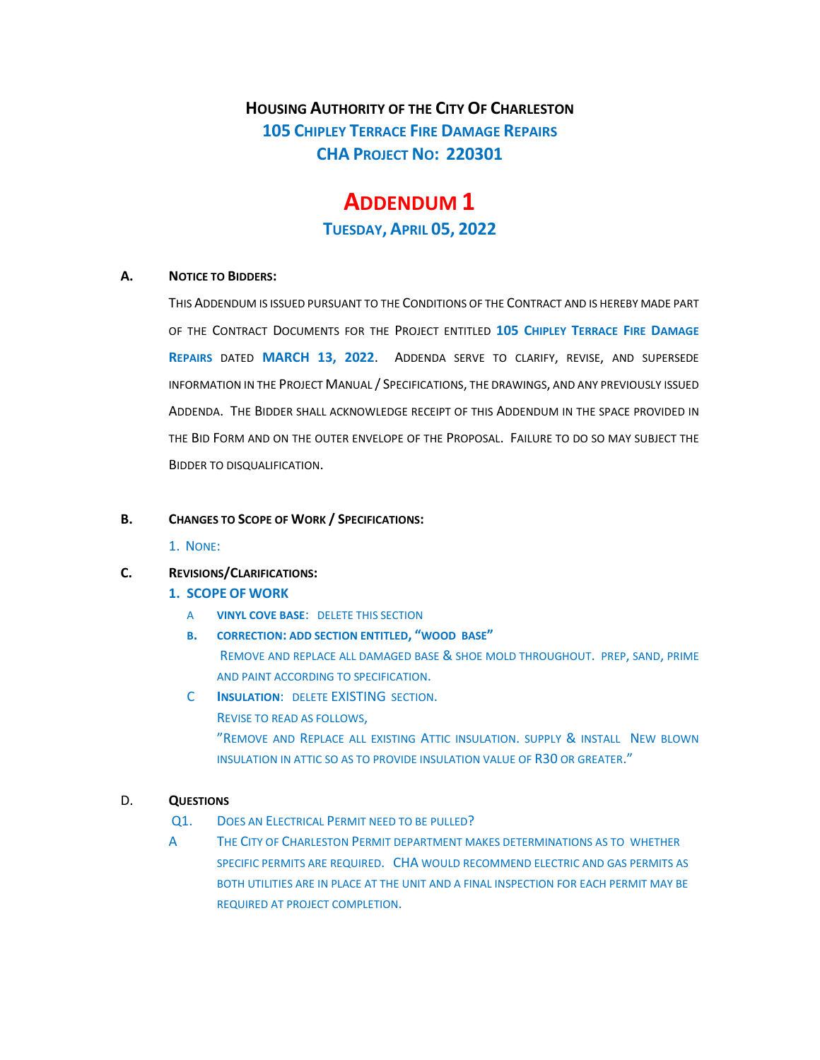# Housing Authority of the City Of Charleston

## 105 Chipley Terrace Fire Damage Repairs

## CHA Project No: 220301

# Addendum 1

### Tuesday, April 05, 2022

**A. Notice to Bidders:**

This Addendum is issued pursuant to the Conditions of the Contract and is hereby made part of the Contract Documents for the Project entitled **105 Chipley Terrace Fire Damage Repairs** dated **March 13, 2022**. Addenda serve to clarify, revise, and supersede information in the Project Manual / Specifications, the drawings, and any previously issued Addenda. The Bidder shall acknowledge receipt of this Addendum in the space provided in the Bid Form and on the outer envelope of the Proposal. Failure to do so may subject the Bidder to disqualification.

**B. Changes to Scope of Work / Specifications:**

1. None:

**C. Revisions/Clarifications:**

**1. Scope of Work**

A **Vinyl Cove Base**: Delete this section

**B. Correction: Add section entitled, "Wood Base"**
Remove and replace all damaged base & shoe mold throughout. Prep, sand, prime and paint according to specification.

C **Insulation**: Delete EXISTING section.
Revise to read as follows,
"Remove and Replace all existing Attic insulation. Supply & install New blown insulation in attic so as to provide insulation value of R30 or greater."

**D. Questions**

Q1. Does an Electrical Permit need to be pulled?

A The City of Charleston Permit department makes determinations as to whether specific permits are required. CHA would recommend electric and gas permits as both utilities are in place at the unit and a final inspection for each permit may be required at project completion.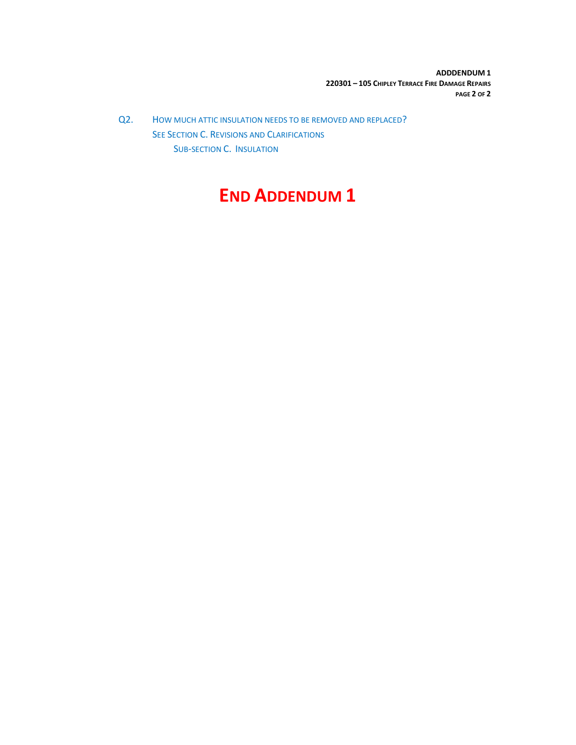Q2. HOW MUCH ATTIC INSULATION NEEDS TO BE REMOVED AND REPLACED?

SEE SECTION C. REVISIONS AND CLARIFICATIONS

SUB-SECTION C. INSULATION

# END ADDENDUM 1